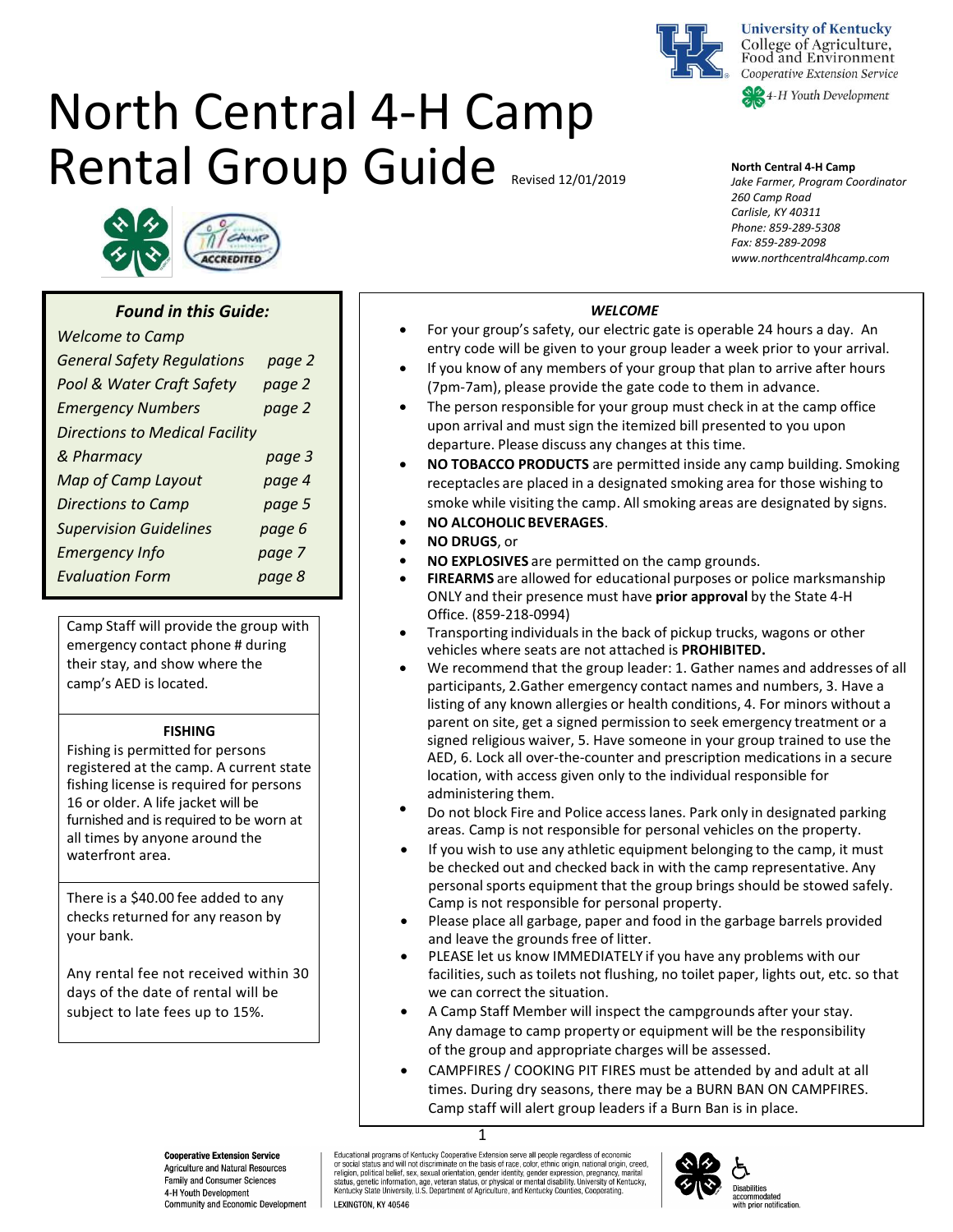University of Kentucky
College of Agriculture, Food and Environment
*Cooperative Extension Service*
*4-H Youth Development*

# North Central 4-H Camp Rental Group Guide

Revised 12/01/2019

**North Central 4-H Camp**
*Jake Farmer, Program Coordinator*
*260 Camp Road*
*Carlisle, KY 40311*
*Phone: 859-289-5308*
*Fax: 859-289-2098*
*www.northcentral4hcamp.com*

### *Found in this Guide:*

| | |
|---|---|
| *Welcome to Camp* | |
| *General Safety Regulations* | *page 2* |
| *Pool & Water Craft Safety* | *page 2* |
| *Emergency Numbers* | *page 2* |
| *Directions to Medical Facility & Pharmacy* | *page 3* |
| *Map of Camp Layout* | *page 4* |
| *Directions to Camp* | *page 5* |
| *Supervision Guidelines* | *page 6* |
| *Emergency Info* | *page 7* |
| *Evaluation Form* | *page 8* |

Camp Staff will provide the group with emergency contact phone # during their stay, and show where the camp's AED is located.

**FISHING**

Fishing is permitted for persons registered at the camp. A current state fishing license is required for persons 16 or older. A life jacket will be furnished and is required to be worn at all times by anyone around the waterfront area.

There is a $40.00 fee added to any checks returned for any reason by your bank.

Any rental fee not received within 30 days of the date of rental will be subject to late fees up to 15%.

### *WELCOME*

- For your group's safety, our electric gate is operable 24 hours a day. An entry code will be given to your group leader a week prior to your arrival.
- If you know of any members of your group that plan to arrive after hours (7pm-7am), please provide the gate code to them in advance.
- The person responsible for your group must check in at the camp office upon arrival and must sign the itemized bill presented to you upon departure. Please discuss any changes at this time.
- **NO TOBACCO PRODUCTS** are permitted inside any camp building. Smoking receptacles are placed in a designated smoking area for those wishing to smoke while visiting the camp. All smoking areas are designated by signs.
- **NO ALCOHOLIC BEVERAGES**.
- **NO DRUGS**, or
- **NO EXPLOSIVES** are permitted on the camp grounds.
- **FIREARMS** are allowed for educational purposes or police marksmanship ONLY and their presence must have **prior approval** by the State 4-H Office. (859-218-0994)
- Transporting individuals in the back of pickup trucks, wagons or other vehicles where seats are not attached is **PROHIBITED.**
- We recommend that the group leader: 1. Gather names and addresses of all participants, 2.Gather emergency contact names and numbers, 3. Have a listing of any known allergies or health conditions, 4. For minors without a parent on site, get a signed permission to seek emergency treatment or a signed religious waiver, 5. Have someone in your group trained to use the AED, 6. Lock all over-the-counter and prescription medications in a secure location, with access given only to the individual responsible for administering them.
- Do not block Fire and Police access lanes. Park only in designated parking areas. Camp is not responsible for personal vehicles on the property.
- If you wish to use any athletic equipment belonging to the camp, it must be checked out and checked back in with the camp representative. Any personal sports equipment that the group brings should be stowed safely. Camp is not responsible for personal property.
- Please place all garbage, paper and food in the garbage barrels provided and leave the grounds free of litter.
- PLEASE let us know IMMEDIATELY if you have any problems with our facilities, such as toilets not flushing, no toilet paper, lights out, etc. so that we can correct the situation.
- A Camp Staff Member will inspect the campgrounds after your stay. Any damage to camp property or equipment will be the responsibility of the group and appropriate charges will be assessed.
- CAMPFIRES / COOKING PIT FIRES must be attended by and adult at all times. During dry seasons, there may be a BURN BAN ON CAMPFIRES. Camp staff will alert group leaders if a Burn Ban is in place.

**Cooperative Extension Service**
Agriculture and Natural Resources
Family and Consumer Sciences
4-H Youth Development
Community and Economic Development

Educational programs of Kentucky Cooperative Extension serve all people regardless of economic or social status and will not discriminate on the basis of race, color, ethnic origin, national origin, creed, religion, political belief, sex, sexual orientation, gender identity, gender expression, pregnancy, marital status, genetic information, age, veteran status, or physical or mental disability. University of Kentucky, Kentucky State University, U.S. Department of Agriculture, and Kentucky Counties, Cooperating.
LEXINGTON, KY 40546

Disabilities accommodated with prior notification.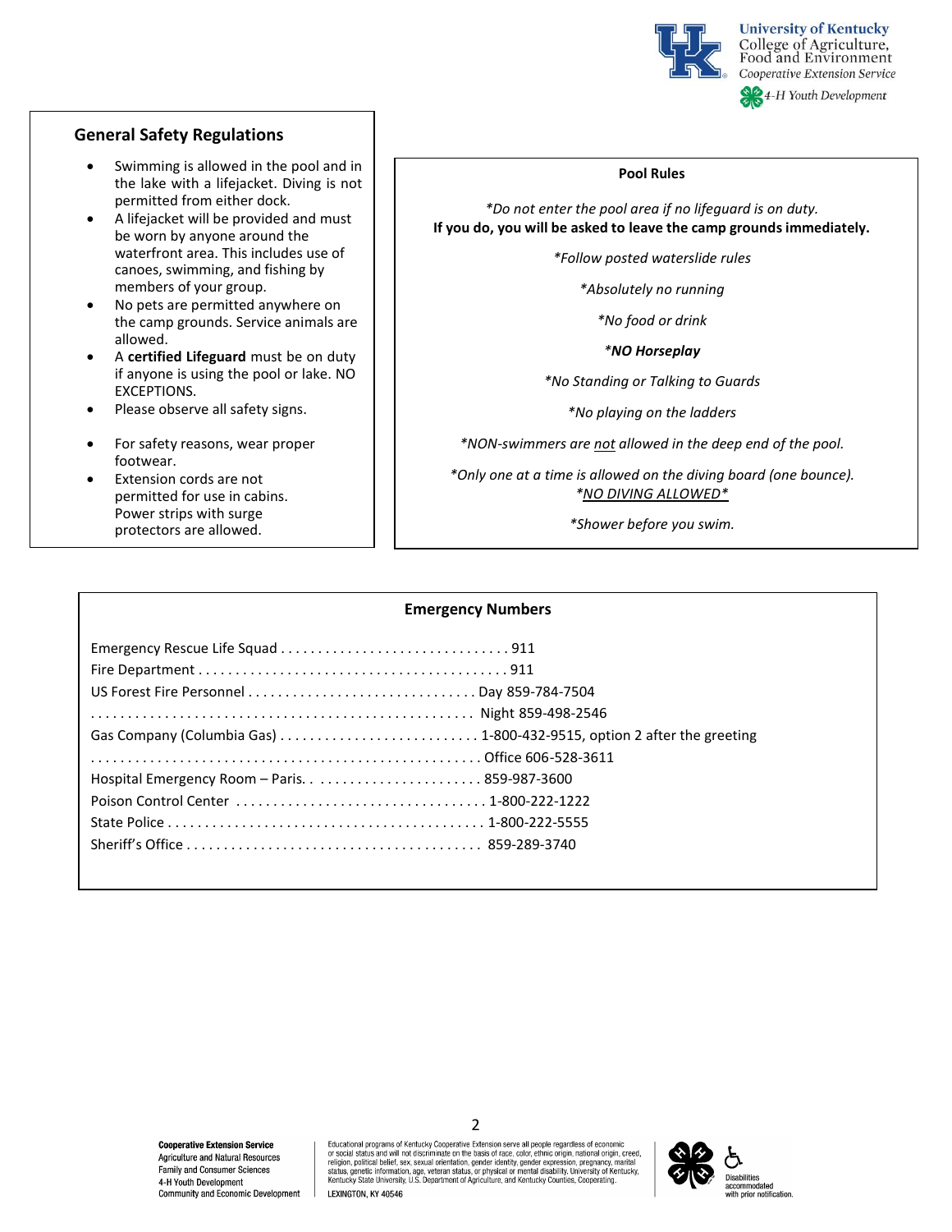## General Safety Regulations

- Swimming is allowed in the pool and in the lake with a lifejacket. Diving is not permitted from either dock.
- A lifejacket will be provided and must be worn by anyone around the waterfront area. This includes use of canoes, swimming, and fishing by members of your group.
- No pets are permitted anywhere on the camp grounds. Service animals are allowed.
- A **certified Lifeguard** must be on duty if anyone is using the pool or lake. NO EXCEPTIONS.
- Please observe all safety signs.
- For safety reasons, wear proper footwear.
- Extension cords are not permitted for use in cabins. Power strips with surge protectors are allowed.

**Pool Rules**

*\*Do not enter the pool area if no lifeguard is on duty.*
**If you do, you will be asked to leave the camp grounds immediately.**

*\*Follow posted waterslide rules*

*\*Absolutely no running*

*\*No food or drink*

***\*NO Horseplay***

*\*No Standing or Talking to Guards*

*\*No playing on the ladders*

*\*NON-swimmers are <u>not</u> allowed in the deep end of the pool.*

*\*Only one at a time is allowed on the diving board (one bounce).*
*<u>\*NO DIVING ALLOWED\*</u>*

*\*Shower before you swim.*

**Emergency Numbers**

Emergency Rescue Life Squad . . . . . . . . . . . . . . . . . . . . . . . . . . . . . . . 911
Fire Department . . . . . . . . . . . . . . . . . . . . . . . . . . . . . . . . . . . . . . . . . . 911
US Forest Fire Personnel . . . . . . . . . . . . . . . . . . . . . . . . . . . . . . . Day 859-784-7504
. . . . . . . . . . . . . . . . . . . . . . . . . . . . . . . . . . . . . . . . . . . . . . . . . . . Night 859-498-2546
Gas Company (Columbia Gas) . . . . . . . . . . . . . . . . . . . . . . . . . . 1-800-432-9515, option 2 after the greeting
. . . . . . . . . . . . . . . . . . . . . . . . . . . . . . . . . . . . . . . . . . . . . . . . . . . . Office 606-528-3611
Hospital Emergency Room – Paris. . . . . . . . . . . . . . . . . . . . . . . . 859-987-3600
Poison Control Center . . . . . . . . . . . . . . . . . . . . . . . . . . . . . . . . . 1-800-222-1222
State Police . . . . . . . . . . . . . . . . . . . . . . . . . . . . . . . . . . . . . . . . . . 1-800-222-5555
Sheriff's Office . . . . . . . . . . . . . . . . . . . . . . . . . . . . . . . . . . . . . . . 859-289-3740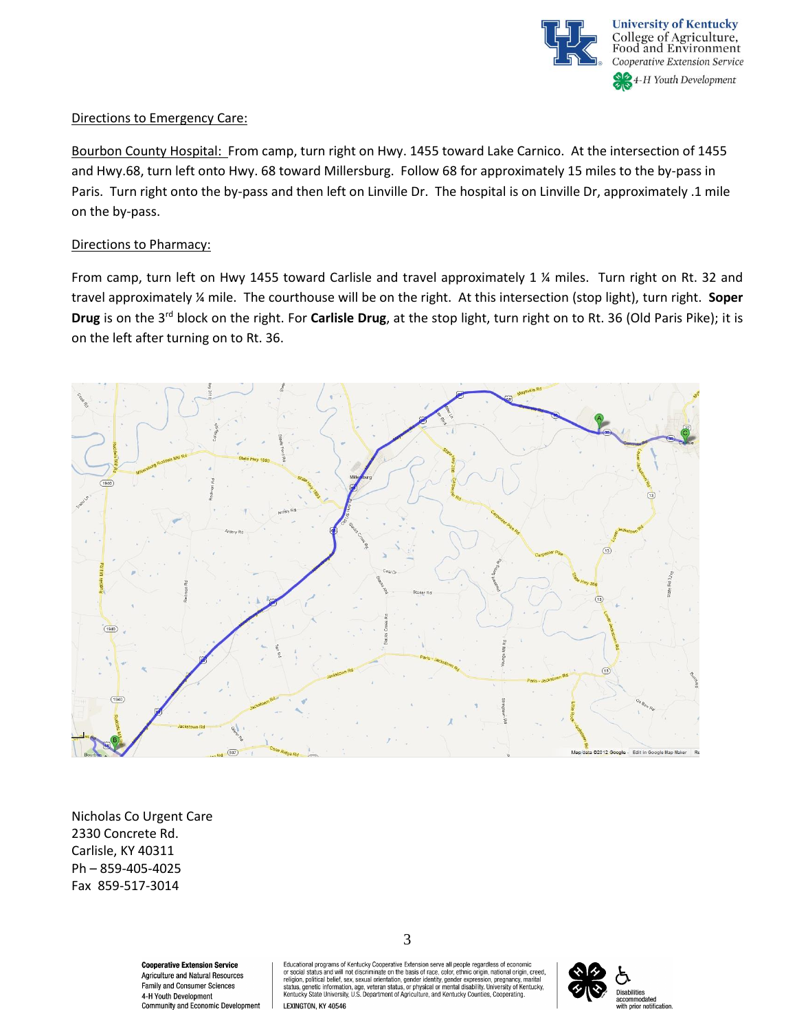Directions to Emergency Care:

Bourbon County Hospital: From camp, turn right on Hwy. 1455 toward Lake Carnico. At the intersection of 1455 and Hwy.68, turn left onto Hwy. 68 toward Millersburg. Follow 68 for approximately 15 miles to the by-pass in Paris. Turn right onto the by-pass and then left on Linville Dr. The hospital is on Linville Dr, approximately .1 mile on the by-pass.

Directions to Pharmacy:

From camp, turn left on Hwy 1455 toward Carlisle and travel approximately 1 ¼ miles. Turn right on Rt. 32 and travel approximately ¼ mile. The courthouse will be on the right. At this intersection (stop light), turn right. **Soper Drug** is on the 3rd block on the right. For **Carlisle Drug**, at the stop light, turn right on to Rt. 36 (Old Paris Pike); it is on the left after turning on to Rt. 36.

Nicholas Co Urgent Care
2330 Concrete Rd.
Carlisle, KY 40311
Ph – 859-405-4025
Fax 859-517-3014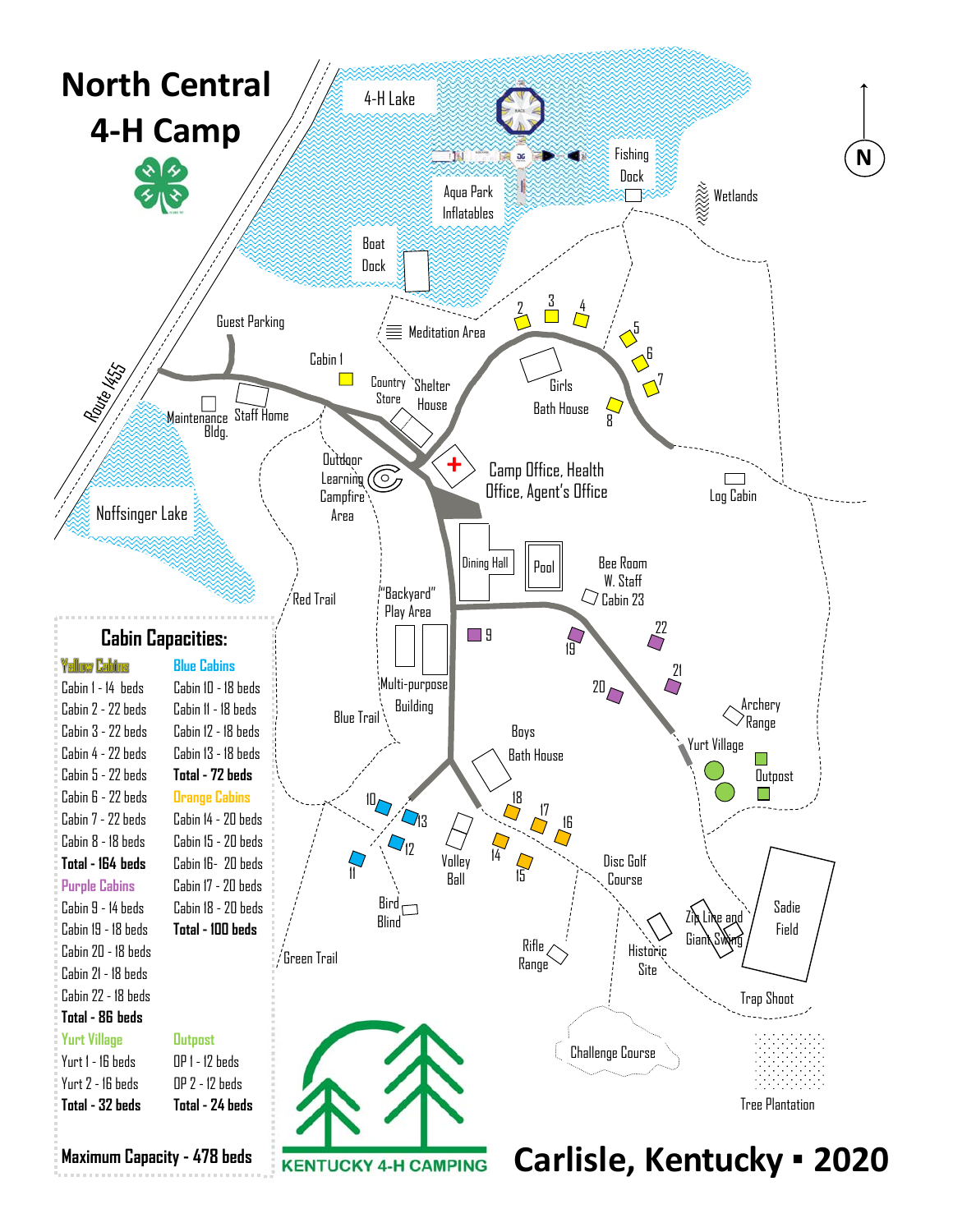# North Central 4-H Camp

## Cabin Capacities:

| Yellow Cabins | Blue Cabins |
|---|---|
| Cabin 1 - 14 beds | Cabin 10 - 18 beds |
| Cabin 2 - 22 beds | Cabin 11 - 18 beds |
| Cabin 3 - 22 beds | Cabin 12 - 18 beds |
| Cabin 4 - 22 beds | Cabin 13 - 18 beds |
| Cabin 5 - 22 beds | **Total - 72 beds** |
| Cabin 6 - 22 beds | **Orange Cabins** |
| Cabin 7 - 22 beds | Cabin 14 - 20 beds |
| Cabin 8 - 18 beds | Cabin 15 - 20 beds |
| **Total - 164 beds** | Cabin 16- 20 beds |
| **Purple Cabins** | Cabin 17 - 20 beds |
| Cabin 9 - 14 beds | Cabin 18 - 20 beds |
| Cabin 19 - 18 beds | **Total - 100 beds** |
| Cabin 20 - 18 beds | |
| Cabin 21 - 18 beds | |
| Cabin 22 - 18 beds | |
| **Total - 86 beds** | |
| **Yurt Village** | **Outpost** |
| Yurt 1 - 16 beds | OP 1 - 12 beds |
| Yurt 2 - 16 beds | OP 2 - 12 beds |
| **Total - 32 beds** | **Total - 24 beds** |

**Maximum Capacity - 478 beds**

4-H Lake, Aqua Park Inflatables, Fishing Dock, Wetlands, Boat Dock, Meditation Area, Guest Parking, Route 1455, Cabin 1, Country Store, Shelter House, Girls Bath House, Maintenance Bldg., Staff Home, Outdoor Learning Campfire Area, Camp Office, Health Office, Agent's Office, Log Cabin, Noffsinger Lake, Dining Hall, Pool, Bee Room W. Staff Cabin 23, Red Trail, "Backyard" Play Area, Multi-purpose Building, Blue Trail, Boys Bath House, Archery Range, Yurt Village, Outpost, Volley Ball, Bird Blind, Disc Golf Course, Zip Line and Giant Swing, Sadie Field, Rifle Range, Historic Site, Green Trail, Trap Shoot, Challenge Course, Tree Plantation

N

KENTUCKY 4-H CAMPING

**Carlisle, Kentucky ▪ 2020**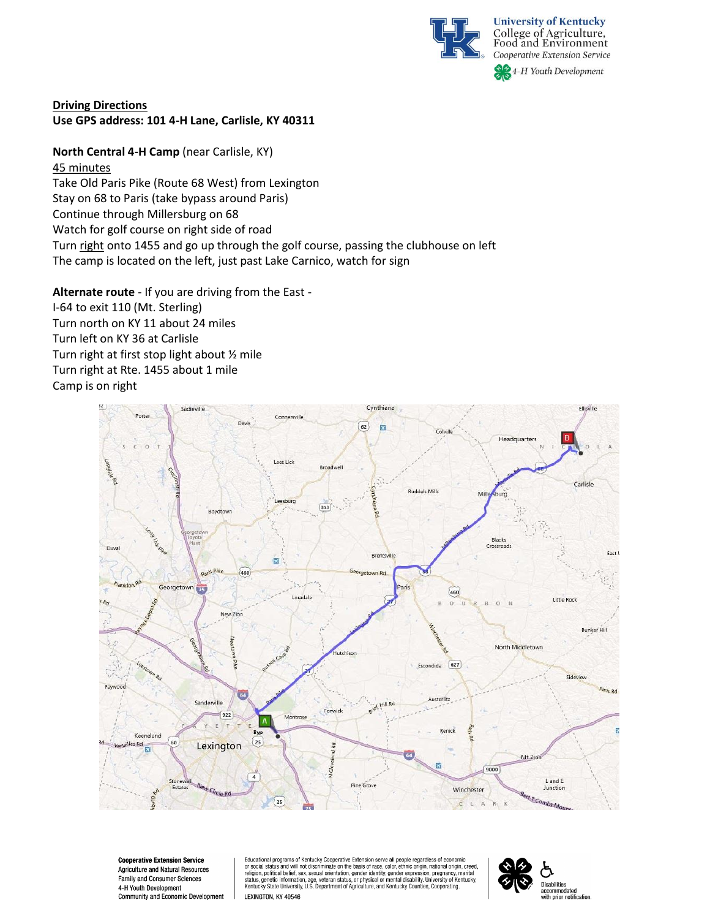**Driving Directions**

**Use GPS address: 101 4-H Lane, Carlisle, KY 40311**

**North Central 4-H Camp** (near Carlisle, KY)

45 minutes

Take Old Paris Pike (Route 68 West) from Lexington
Stay on 68 to Paris (take bypass around Paris)
Continue through Millersburg on 68
Watch for golf course on right side of road
Turn right onto 1455 and go up through the golf course, passing the clubhouse on left
The camp is located on the left, just past Lake Carnico, watch for sign

**Alternate route** - If you are driving from the East -
I-64 to exit 110 (Mt. Sterling)
Turn north on KY 11 about 24 miles
Turn left on KY 36 at Carlisle
Turn right at first stop light about ½ mile
Turn right at Rte. 1455 about 1 mile
Camp is on right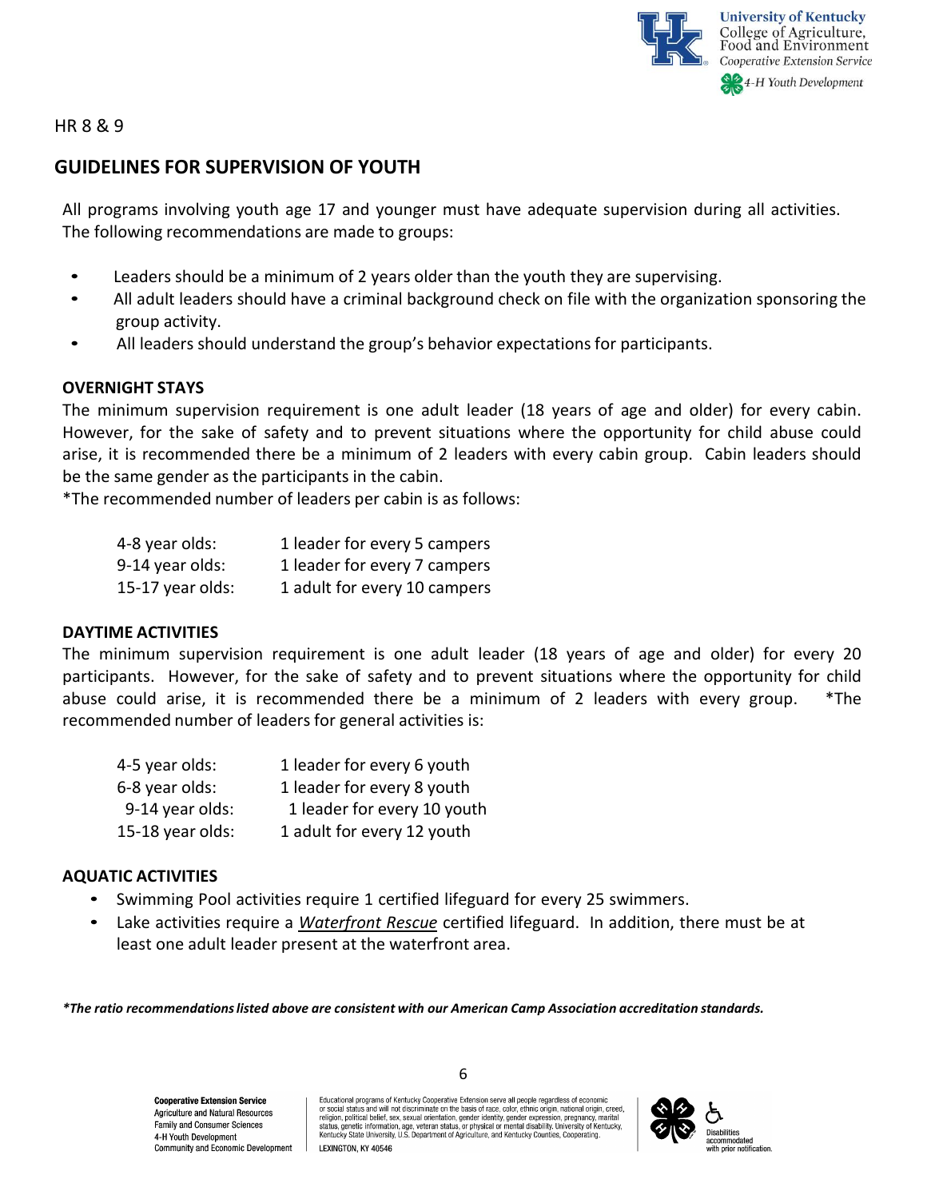HR 8 & 9

# GUIDELINES FOR SUPERVISION OF YOUTH

All programs involving youth age 17 and younger must have adequate supervision during all activities. The following recommendations are made to groups:

- Leaders should be a minimum of 2 years older than the youth they are supervising.
- All adult leaders should have a criminal background check on file with the organization sponsoring the group activity.
- All leaders should understand the group's behavior expectations for participants.

## OVERNIGHT STAYS

The minimum supervision requirement is one adult leader (18 years of age and older) for every cabin. However, for the sake of safety and to prevent situations where the opportunity for child abuse could arise, it is recommended there be a minimum of 2 leaders with every cabin group. Cabin leaders should be the same gender as the participants in the cabin.

*The recommended number of leaders per cabin is as follows:

| | |
|---|---|
| 4-8 year olds: | 1 leader for every 5 campers |
| 9-14 year olds: | 1 leader for every 7 campers |
| 15-17 year olds: | 1 adult for every 10 campers |

## DAYTIME ACTIVITIES

The minimum supervision requirement is one adult leader (18 years of age and older) for every 20 participants. However, for the sake of safety and to prevent situations where the opportunity for child abuse could arise, it is recommended there be a minimum of 2 leaders with every group. *The recommended number of leaders for general activities is:

| | |
|---|---|
| 4-5 year olds: | 1 leader for every 6 youth |
| 6-8 year olds: | 1 leader for every 8 youth |
| 9-14 year olds: | 1 leader for every 10 youth |
| 15-18 year olds: | 1 adult for every 12 youth |

## AQUATIC ACTIVITIES

- Swimming Pool activities require 1 certified lifeguard for every 25 swimmers.
- Lake activities require a *Waterfront Rescue* certified lifeguard. In addition, there must be at least one adult leader present at the waterfront area.

***The ratio recommendations listed above are consistent with our American Camp Association accreditation standards.***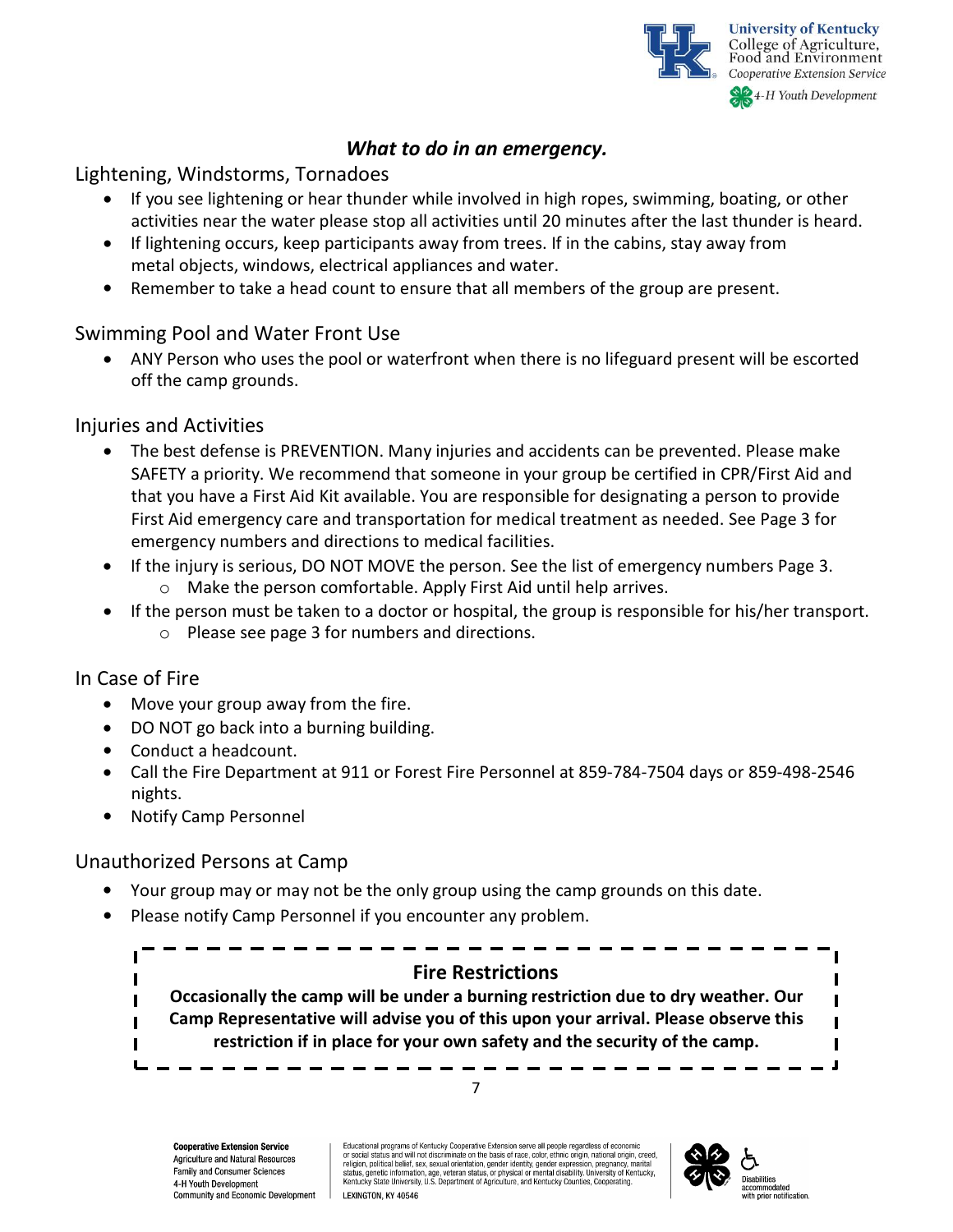## *What to do in an emergency.*

### Lightening, Windstorms, Tornadoes

- If you see lightening or hear thunder while involved in high ropes, swimming, boating, or other activities near the water please stop all activities until 20 minutes after the last thunder is heard.
- If lightening occurs, keep participants away from trees. If in the cabins, stay away from metal objects, windows, electrical appliances and water.
- Remember to take a head count to ensure that all members of the group are present.

### Swimming Pool and Water Front Use

- ANY Person who uses the pool or waterfront when there is no lifeguard present will be escorted off the camp grounds.

### Injuries and Activities

- The best defense is PREVENTION. Many injuries and accidents can be prevented. Please make SAFETY a priority. We recommend that someone in your group be certified in CPR/First Aid and that you have a First Aid Kit available. You are responsible for designating a person to provide First Aid emergency care and transportation for medical treatment as needed. See Page 3 for emergency numbers and directions to medical facilities.
- If the injury is serious, DO NOT MOVE the person. See the list of emergency numbers Page 3.
    - Make the person comfortable. Apply First Aid until help arrives.
- If the person must be taken to a doctor or hospital, the group is responsible for his/her transport.
    - Please see page 3 for numbers and directions.

### In Case of Fire

- Move your group away from the fire.
- DO NOT go back into a burning building.
- Conduct a headcount.
- Call the Fire Department at 911 or Forest Fire Personnel at 859-784-7504 days or 859-498-2546 nights.
- Notify Camp Personnel

### Unauthorized Persons at Camp

- Your group may or may not be the only group using the camp grounds on this date.
- Please notify Camp Personnel if you encounter any problem.

**Fire Restrictions**

**Occasionally the camp will be under a burning restriction due to dry weather. Our Camp Representative will advise you of this upon your arrival. Please observe this restriction if in place for your own safety and the security of the camp.**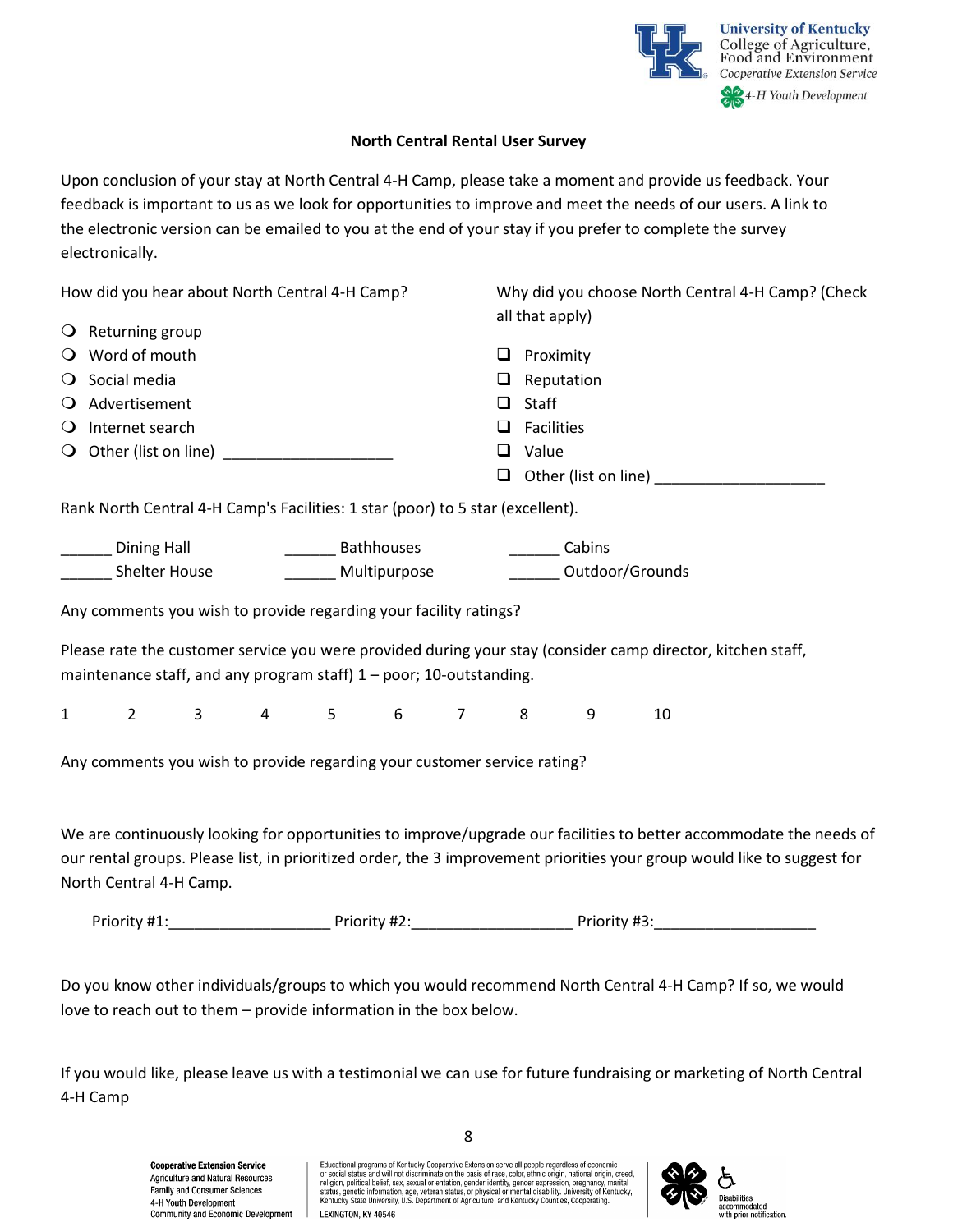University of Kentucky
College of Agriculture, Food and Environment
*Cooperative Extension Service*
*4-H Youth Development*

**North Central Rental User Survey**

Upon conclusion of your stay at North Central 4-H Camp, please take a moment and provide us feedback. Your feedback is important to us as we look for opportunities to improve and meet the needs of our users. A link to the electronic version can be emailed to you at the end of your stay if you prefer to complete the survey electronically.

How did you hear about North Central 4-H Camp?

- ❍ Returning group
- ❍ Word of mouth
- ❍ Social media
- ❍ Advertisement
- ❍ Internet search
- ❍ Other (list on line) ____________________

Why did you choose North Central 4-H Camp? (Check all that apply)

- ❑ Proximity
- ❑ Reputation
- ❑ Staff
- ❑ Facilities
- ❑ Value
- ❑ Other (list on line) ____________________

Rank North Central 4-H Camp's Facilities: 1 star (poor) to 5 star (excellent).

| | | |
|---|---|---|
| ______ Dining Hall | ______ Bathhouses | ______ Cabins |
| ______ Shelter House | ______ Multipurpose | ______ Outdoor/Grounds |

Any comments you wish to provide regarding your facility ratings?

Please rate the customer service you were provided during your stay (consider camp director, kitchen staff, maintenance staff, and any program staff) 1 – poor; 10-outstanding.

1 2 3 4 5 6 7 8 9 10

Any comments you wish to provide regarding your customer service rating?

We are continuously looking for opportunities to improve/upgrade our facilities to better accommodate the needs of our rental groups. Please list, in prioritized order, the 3 improvement priorities your group would like to suggest for North Central 4-H Camp.

Priority #1:__________________ Priority #2:__________________ Priority #3:__________________

Do you know other individuals/groups to which you would recommend North Central 4-H Camp? If so, we would love to reach out to them – provide information in the box below.

If you would like, please leave us with a testimonial we can use for future fundraising or marketing of North Central 4-H Camp

**Cooperative Extension Service**
Agriculture and Natural Resources
Family and Consumer Sciences
4-H Youth Development
Community and Economic Development

Educational programs of Kentucky Cooperative Extension serve all people regardless of economic or social status and will not discriminate on the basis of race, color, ethnic origin, national origin, creed, religion, political belief, sex, sexual orientation, gender identity, gender expression, pregnancy, marital status, genetic information, age, veteran status, or physical or mental disability. University of Kentucky, Kentucky State University, U.S. Department of Agriculture, and Kentucky Counties, Cooperating.
LEXINGTON, KY 40546

Disabilities accommodated with prior notification.